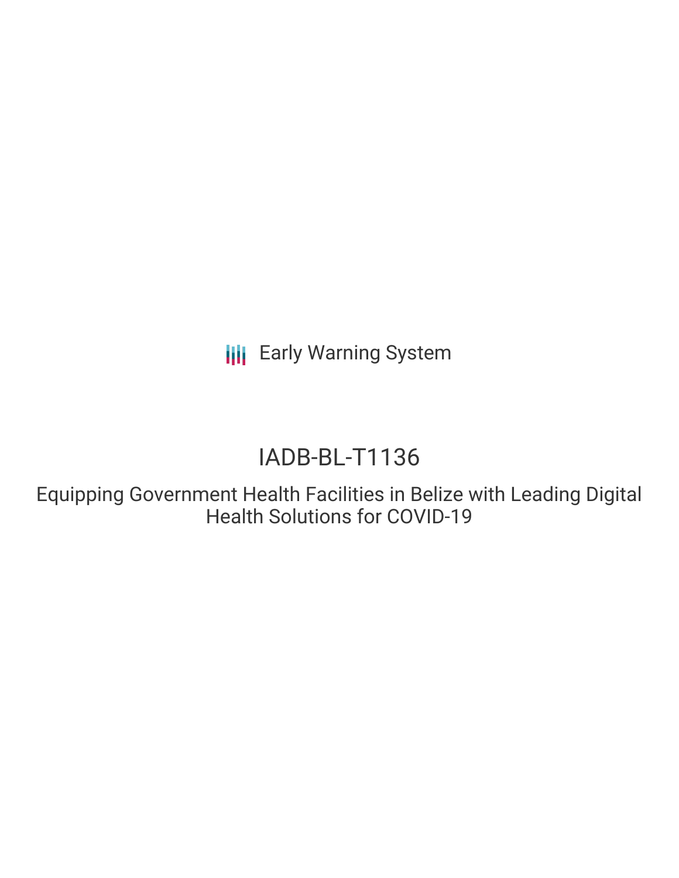Early Warning System

# IADB-BL-T1136

## Equipping Government Health Facilities in Belize with Leading Digital Health Solutions for COVID-19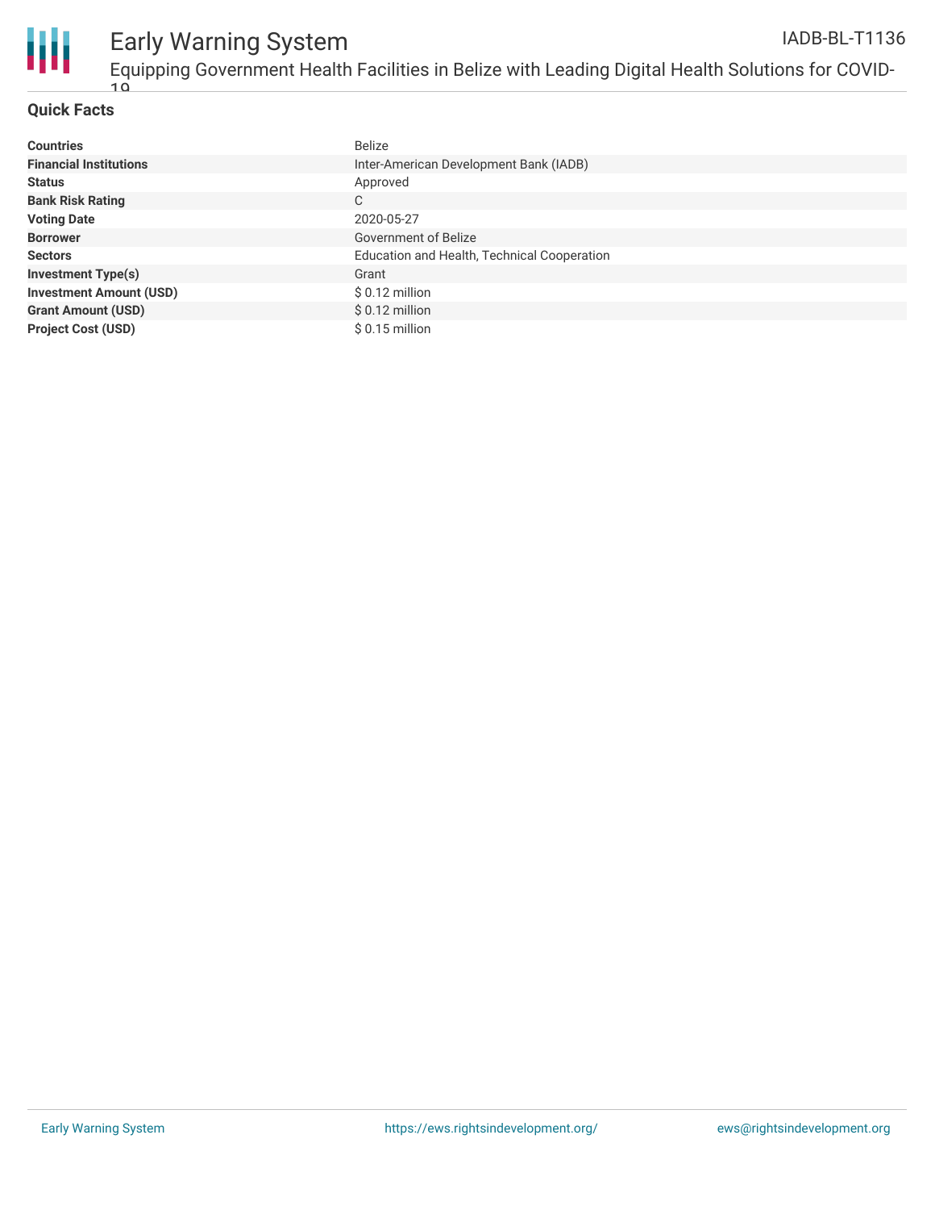## Quick Facts

| | |
|---|---|
| **Countries** | Belize |
| **Financial Institutions** | Inter-American Development Bank (IADB) |
| **Status** | Approved |
| **Bank Risk Rating** | C |
| **Voting Date** | 2020-05-27 |
| **Borrower** | Government of Belize |
| **Sectors** | Education and Health, Technical Cooperation |
| **Investment Type(s)** | Grant |
| **Investment Amount (USD)** | $ 0.12 million |
| **Grant Amount (USD)** | $ 0.12 million |
| **Project Cost (USD)** | $ 0.15 million |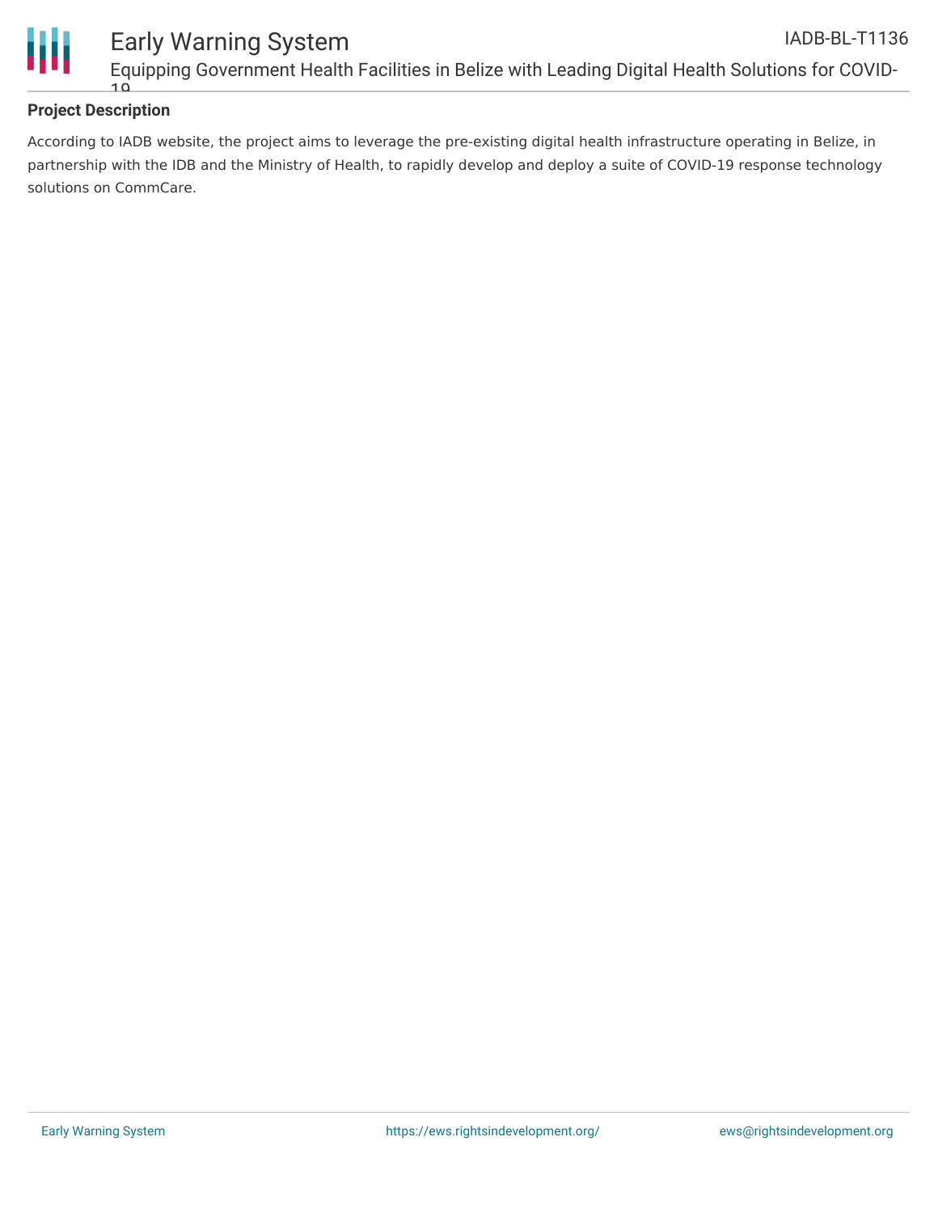**Project Description**

According to IADB website, the project aims to leverage the pre-existing digital health infrastructure operating in Belize, in partnership with the IDB and the Ministry of Health, to rapidly develop and deploy a suite of COVID-19 response technology solutions on CommCare.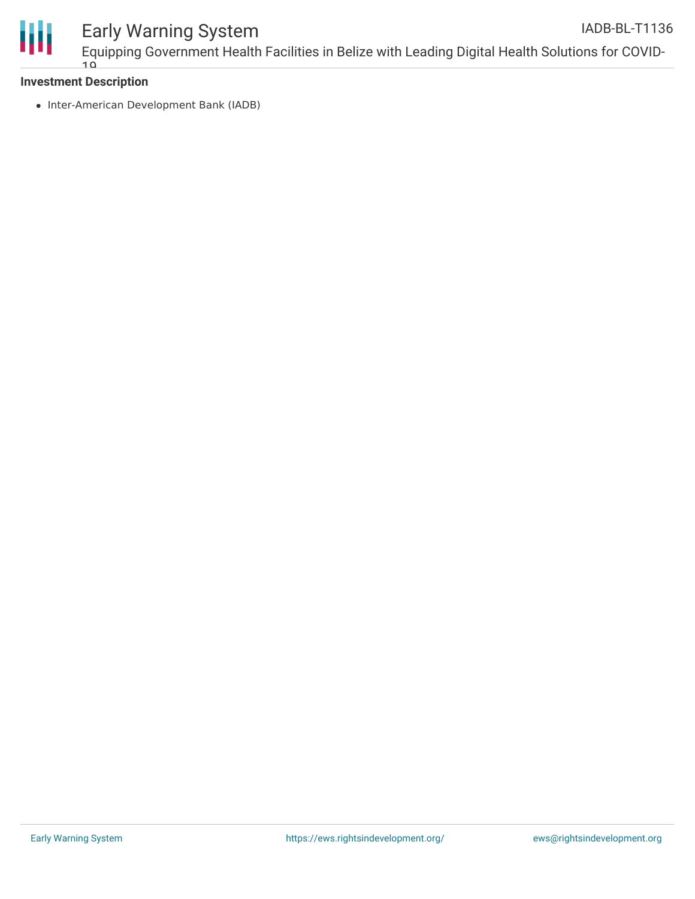**Investment Description**

- Inter-American Development Bank (IADB)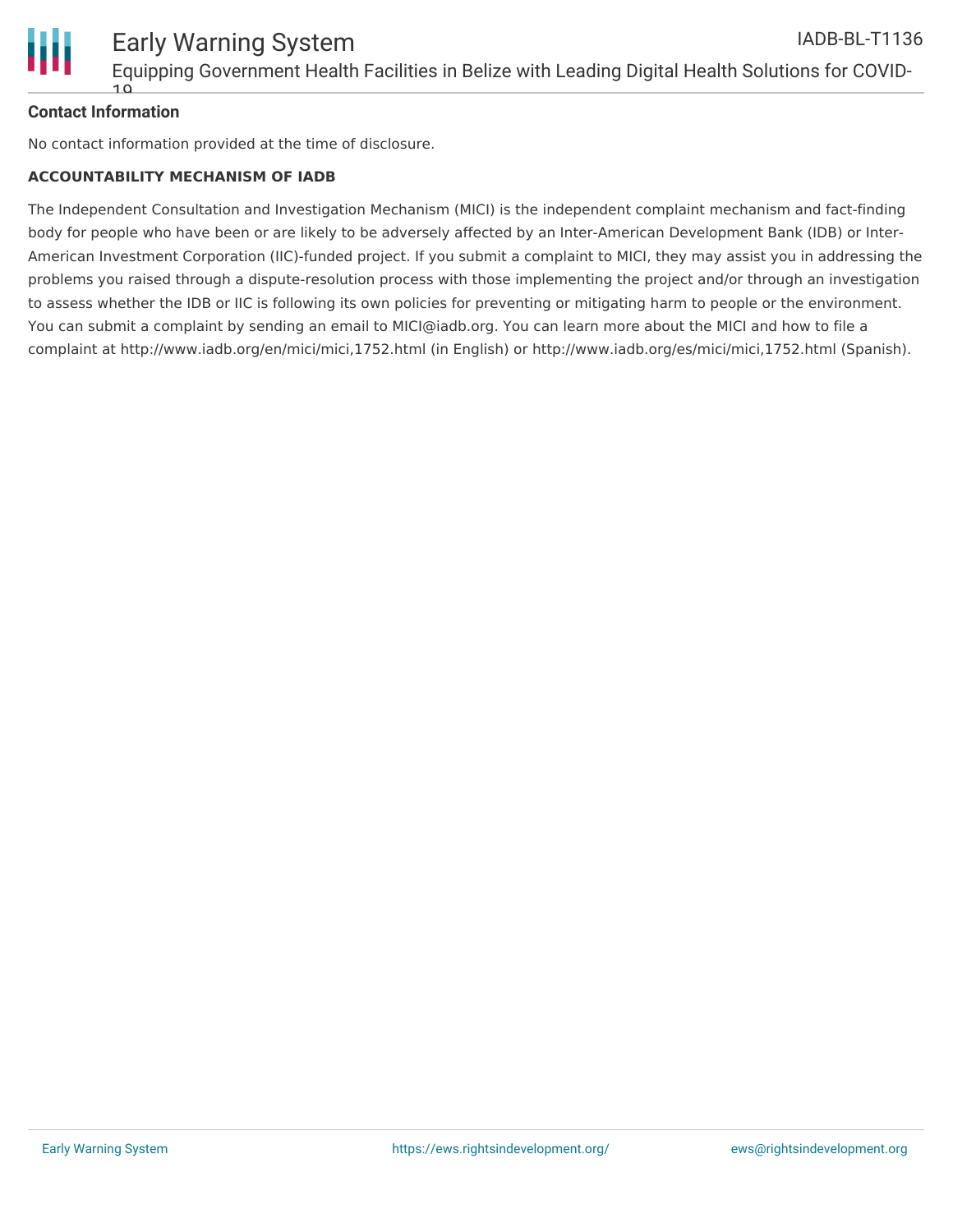**Contact Information**

No contact information provided at the time of disclosure.

**ACCOUNTABILITY MECHANISM OF IADB**

The Independent Consultation and Investigation Mechanism (MICI) is the independent complaint mechanism and fact-finding body for people who have been or are likely to be adversely affected by an Inter-American Development Bank (IDB) or Inter-American Investment Corporation (IIC)-funded project. If you submit a complaint to MICI, they may assist you in addressing the problems you raised through a dispute-resolution process with those implementing the project and/or through an investigation to assess whether the IDB or IIC is following its own policies for preventing or mitigating harm to people or the environment. You can submit a complaint by sending an email to MICI@iadb.org. You can learn more about the MICI and how to file a complaint at http://www.iadb.org/en/mici/mici,1752.html (in English) or http://www.iadb.org/es/mici/mici,1752.html (Spanish).